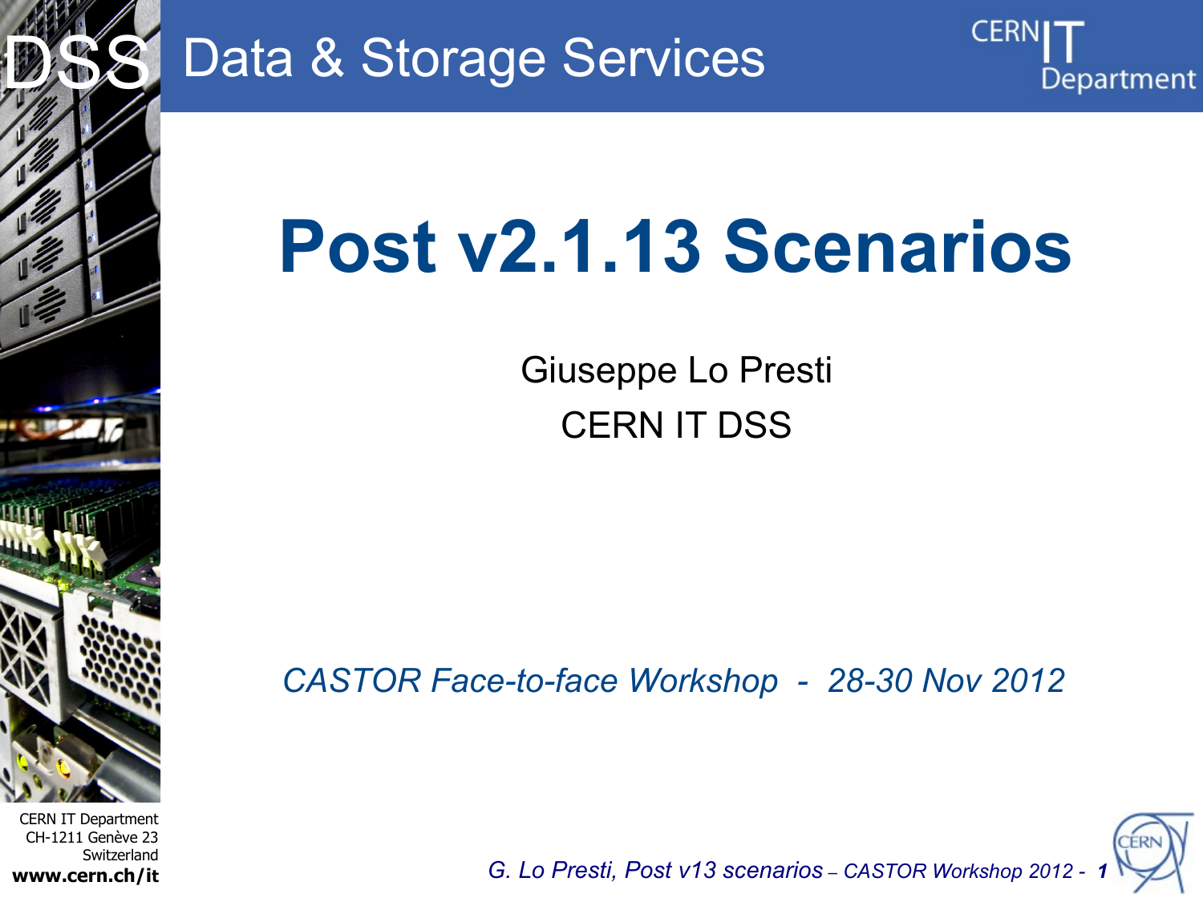# Post v2.1.13 Scenarios

Giuseppe Lo Presti

CERN IT DSS

*CASTOR Face-to-face Workshop - 28-30 Nov 2012*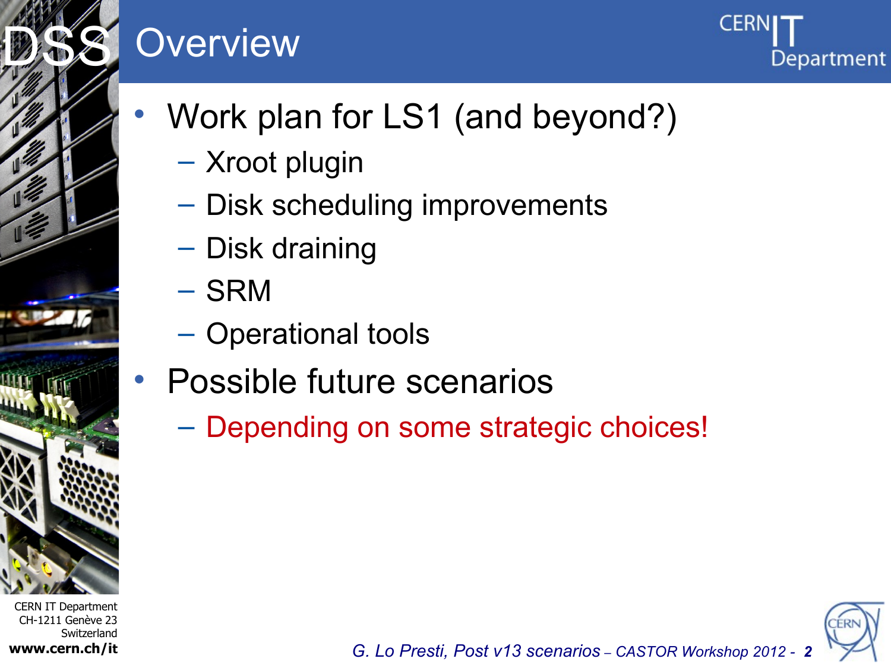# Overview

- Work plan for LS1 (and beyond?)
  - Xroot plugin
  - Disk scheduling improvements
  - Disk draining
  - SRM
  - Operational tools
- Possible future scenarios
  - Depending on some strategic choices!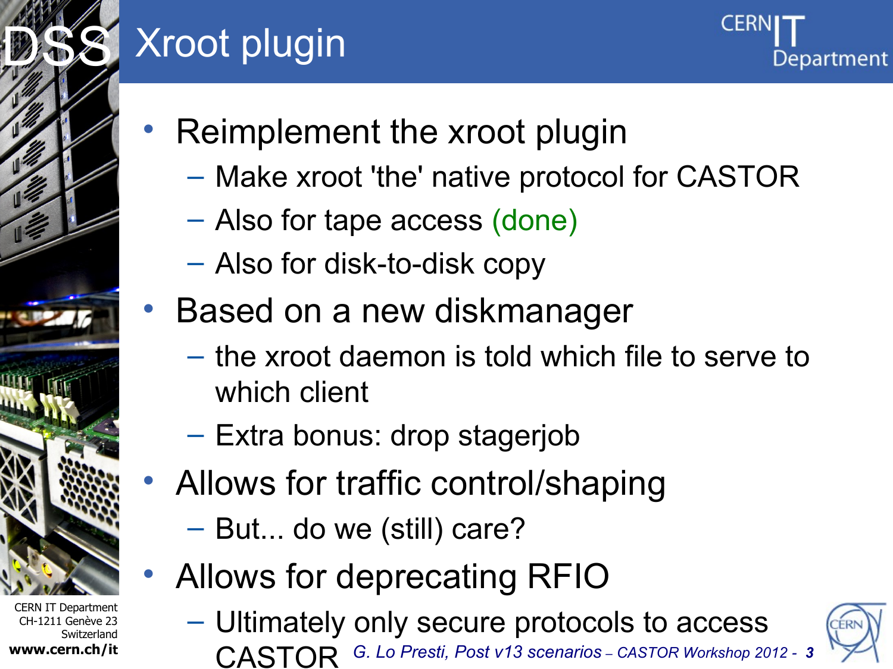# Xroot plugin

- Reimplement the xroot plugin
  - Make xroot 'the' native protocol for CASTOR
  - Also for tape access (done)
  - Also for disk-to-disk copy
- Based on a new diskmanager
  - the xroot daemon is told which file to serve to which client
  - Extra bonus: drop stagerjob
- Allows for traffic control/shaping
  - But... do we (still) care?
- Allows for deprecating RFIO
  - Ultimately only secure protocols to access CASTOR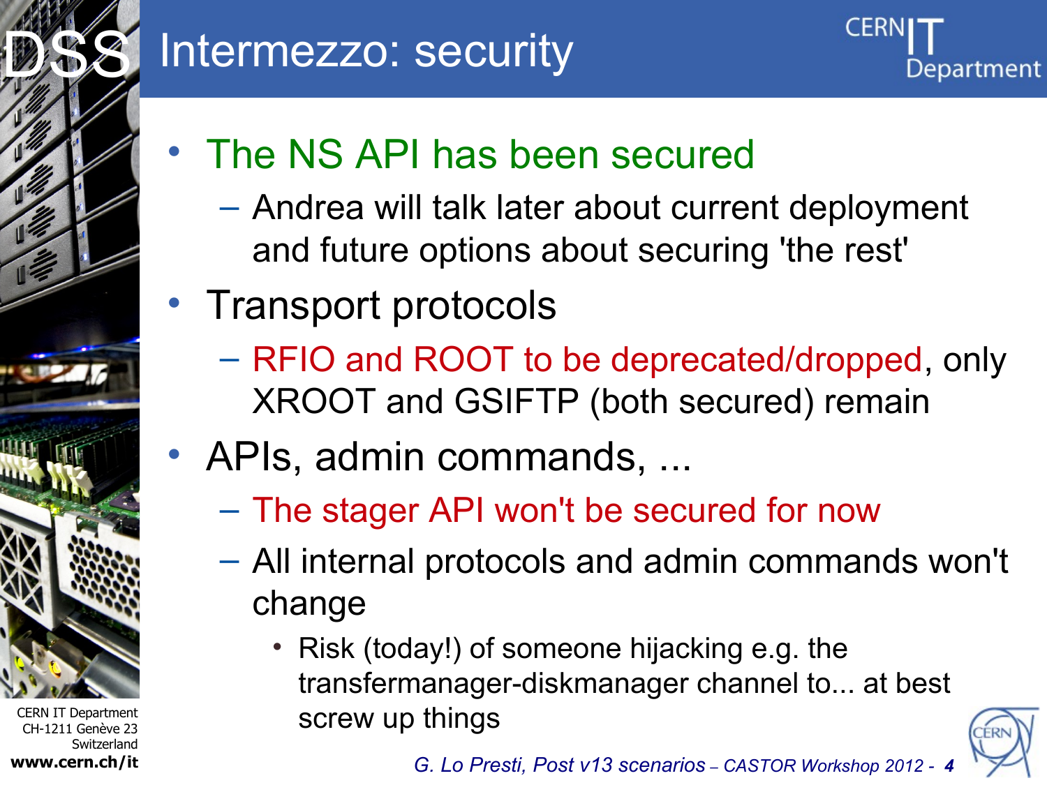# Intermezzo: security

- The NS API has been secured
  - Andrea will talk later about current deployment and future options about securing 'the rest'
- Transport protocols
  - RFIO and ROOT to be deprecated/dropped, only XROOT and GSIFTP (both secured) remain
- APIs, admin commands, ...
  - The stager API won't be secured for now
  - All internal protocols and admin commands won't change
    - Risk (today!) of someone hijacking e.g. the transfermanager-diskmanager channel to... at best screw up things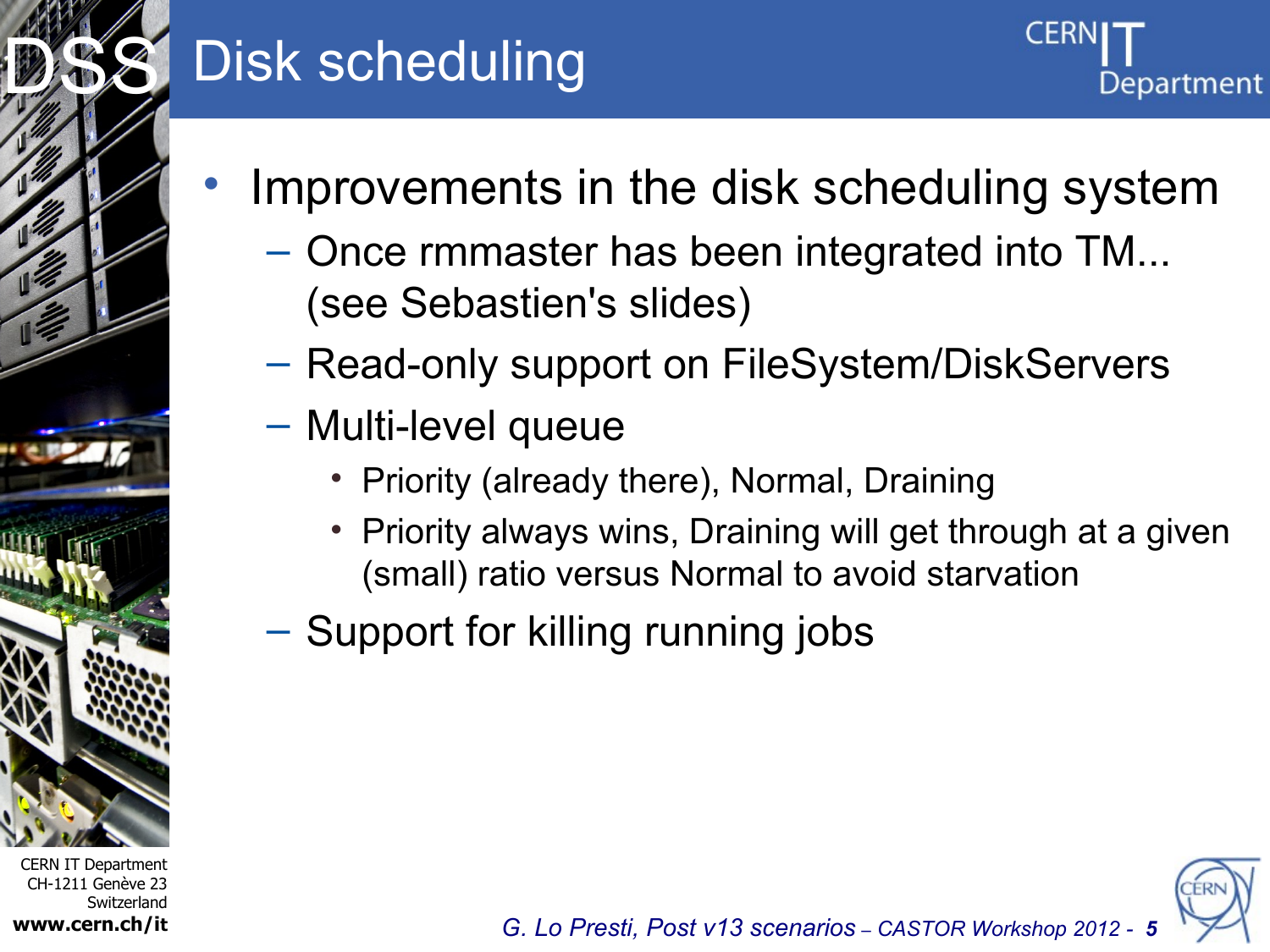# Disk scheduling

- Improvements in the disk scheduling system
  - Once rmmaster has been integrated into TM... (see Sebastien's slides)
  - Read-only support on FileSystem/DiskServers
  - Multi-level queue
    - Priority (already there), Normal, Draining
    - Priority always wins, Draining will get through at a given (small) ratio versus Normal to avoid starvation
  - Support for killing running jobs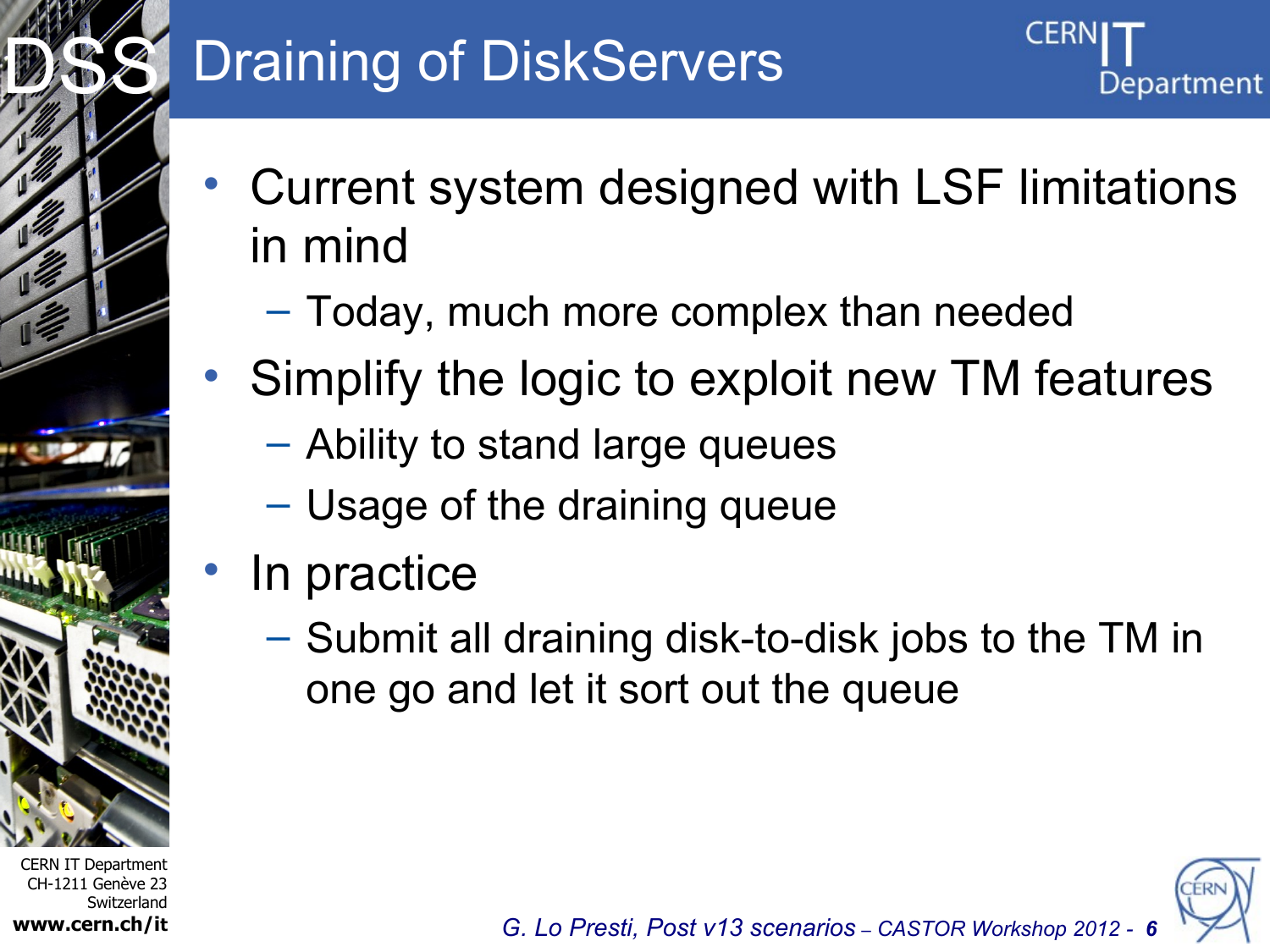# Draining of DiskServers

- Current system designed with LSF limitations in mind
  - Today, much more complex than needed
- Simplify the logic to exploit new TM features
  - Ability to stand large queues
  - Usage of the draining queue
- In practice
  - Submit all draining disk-to-disk jobs to the TM in one go and let it sort out the queue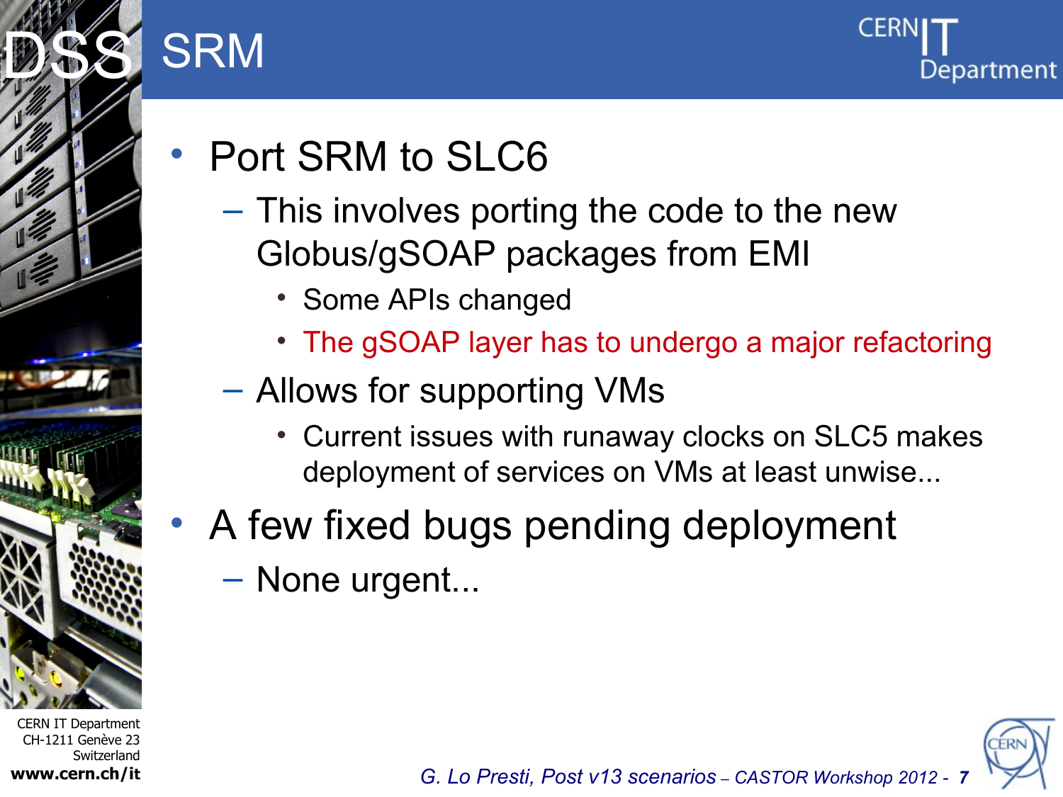# SRM

- Port SRM to SLC6
  - This involves porting the code to the new Globus/gSOAP packages from EMI
    - Some APIs changed
    - The gSOAP layer has to undergo a major refactoring
  - Allows for supporting VMs
    - Current issues with runaway clocks on SLC5 makes deployment of services on VMs at least unwise...
- A few fixed bugs pending deployment
  - None urgent...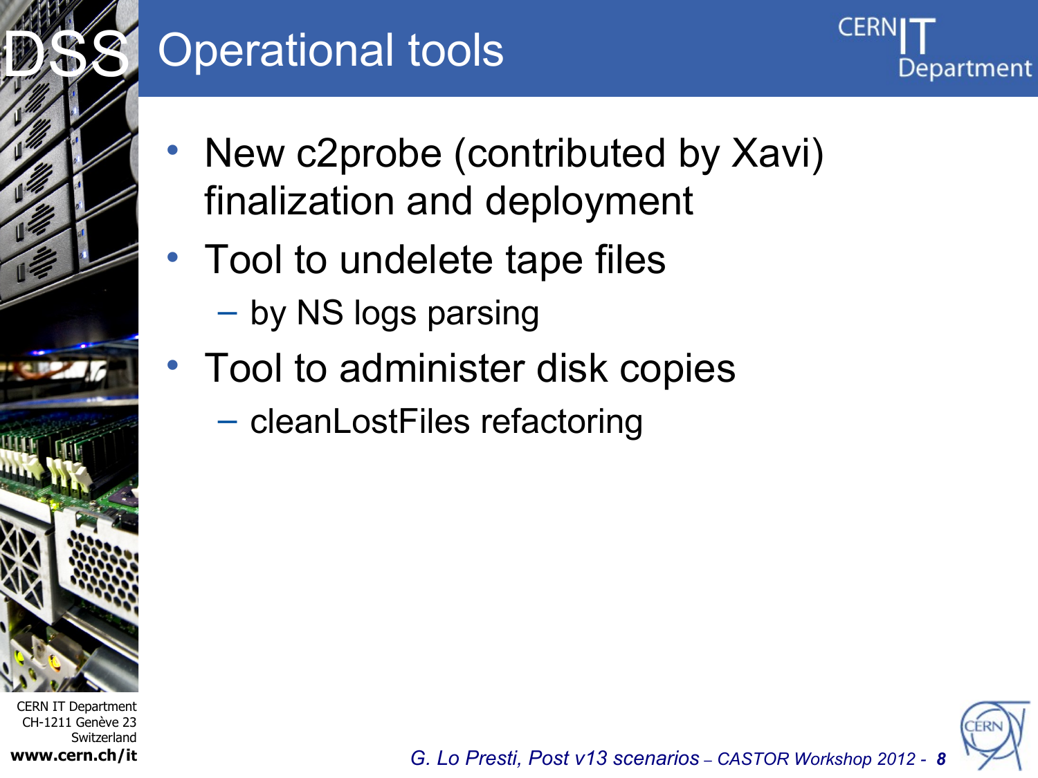# Operational tools

- New c2probe (contributed by Xavi) finalization and deployment
- Tool to undelete tape files
  - by NS logs parsing
- Tool to administer disk copies
  - cleanLostFiles refactoring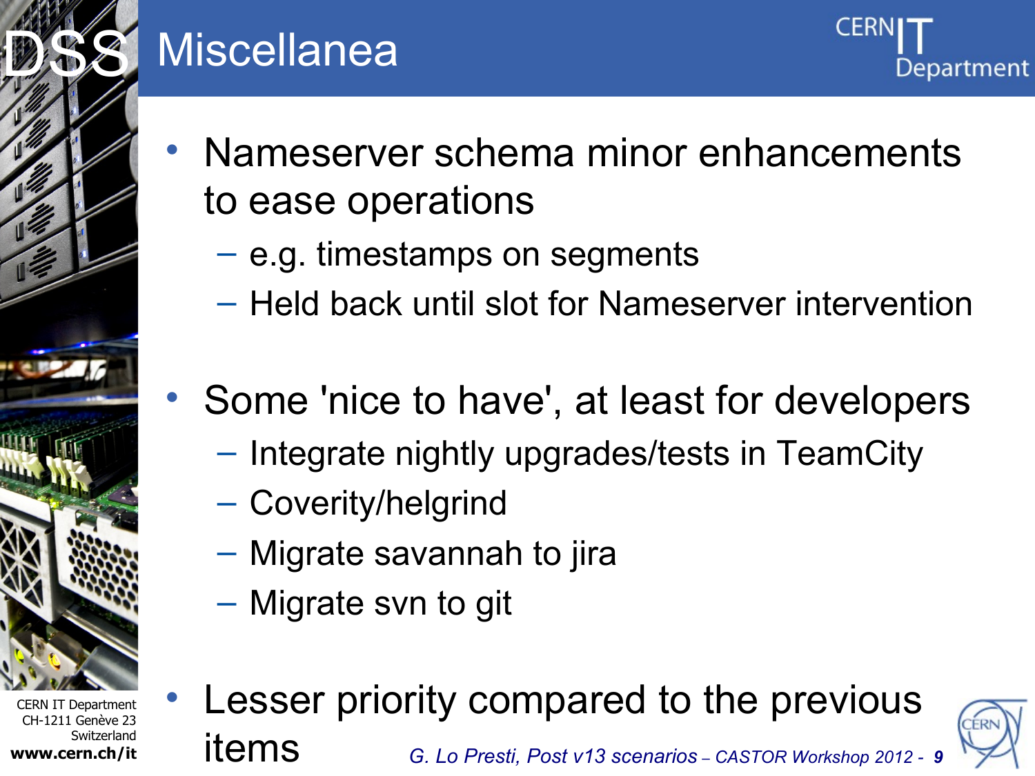# Miscellanea

- Nameserver schema minor enhancements to ease operations
  - e.g. timestamps on segments
  - Held back until slot for Nameserver intervention
- Some 'nice to have', at least for developers
  - Integrate nightly upgrades/tests in TeamCity
  - Coverity/helgrind
  - Migrate savannah to jira
  - Migrate svn to git
- Lesser priority compared to the previous items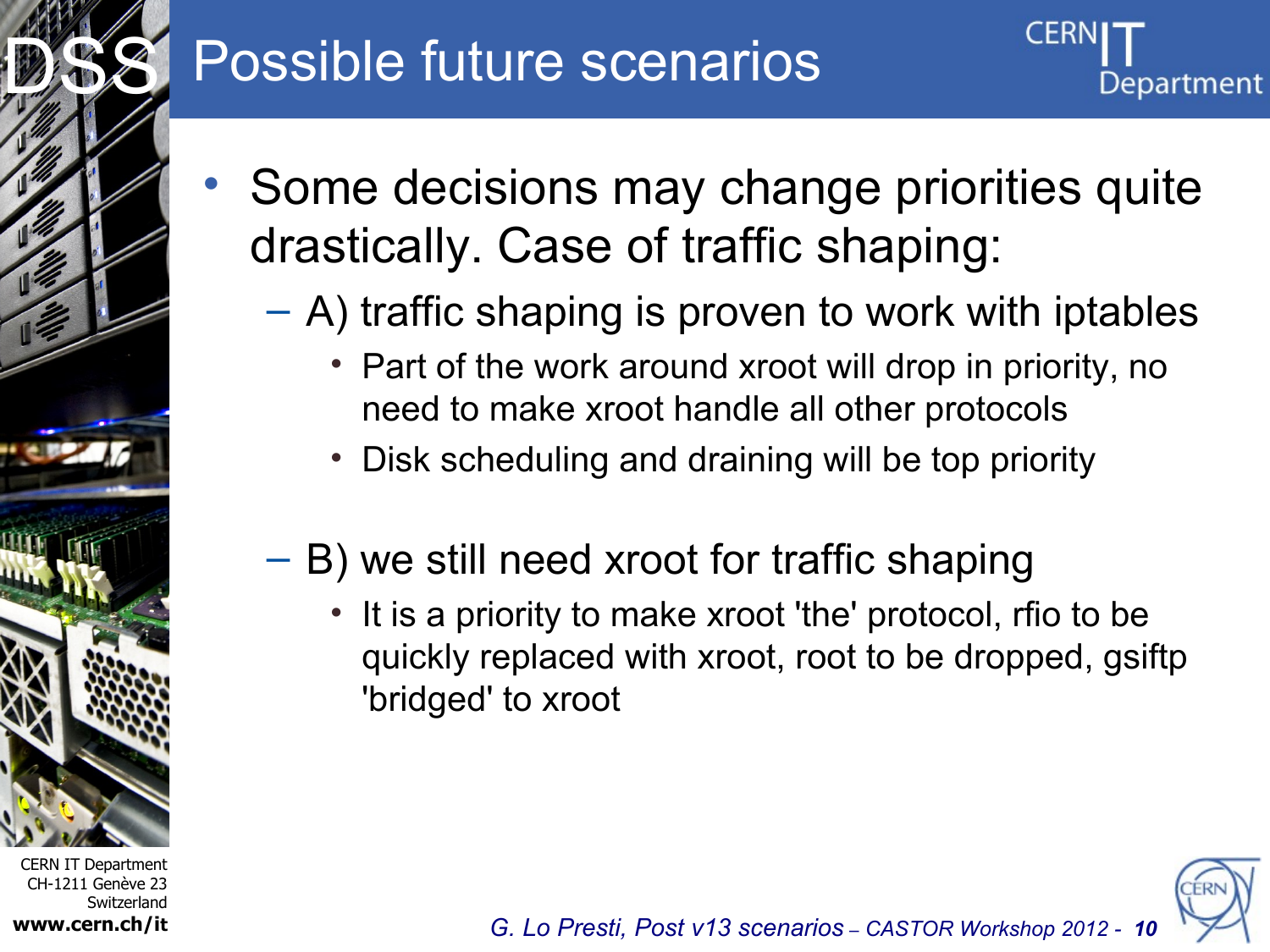# Possible future scenarios

- Some decisions may change priorities quite drastically. Case of traffic shaping:
  - A) traffic shaping is proven to work with iptables
    - Part of the work around xroot will drop in priority, no need to make xroot handle all other protocols
    - Disk scheduling and draining will be top priority
  - B) we still need xroot for traffic shaping
    - It is a priority to make xroot 'the' protocol, rfio to be quickly replaced with xroot, root to be dropped, gsiftp 'bridged' to xroot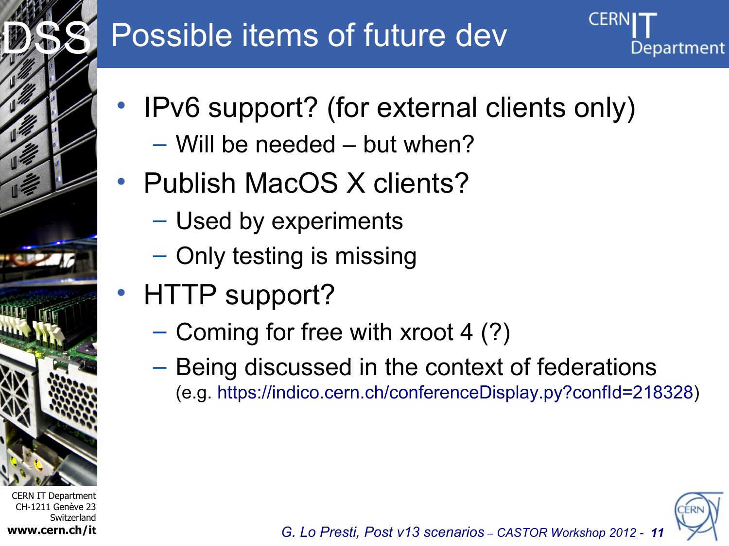# Possible items of future dev

- IPv6 support? (for external clients only)
  - Will be needed – but when?
- Publish MacOS X clients?
  - Used by experiments
  - Only testing is missing
- HTTP support?
  - Coming for free with xroot 4 (?)
  - Being discussed in the context of federations
    (e.g. https://indico.cern.ch/conferenceDisplay.py?confId=218328)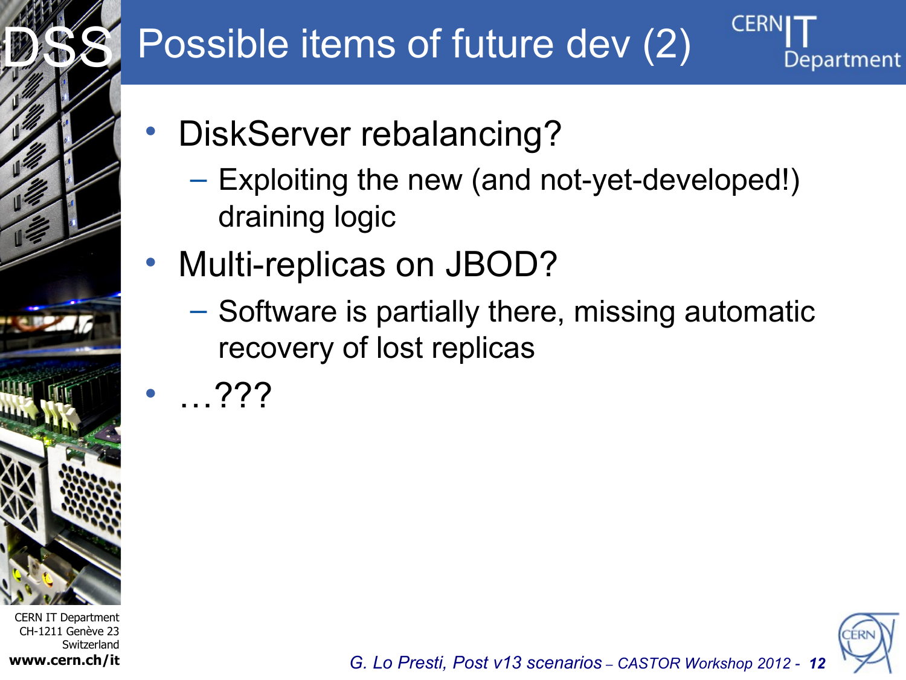# Possible items of future dev (2)

- DiskServer rebalancing?
  - Exploiting the new (and not-yet-developed!) draining logic
- Multi-replicas on JBOD?
  - Software is partially there, missing automatic recovery of lost replicas
- …???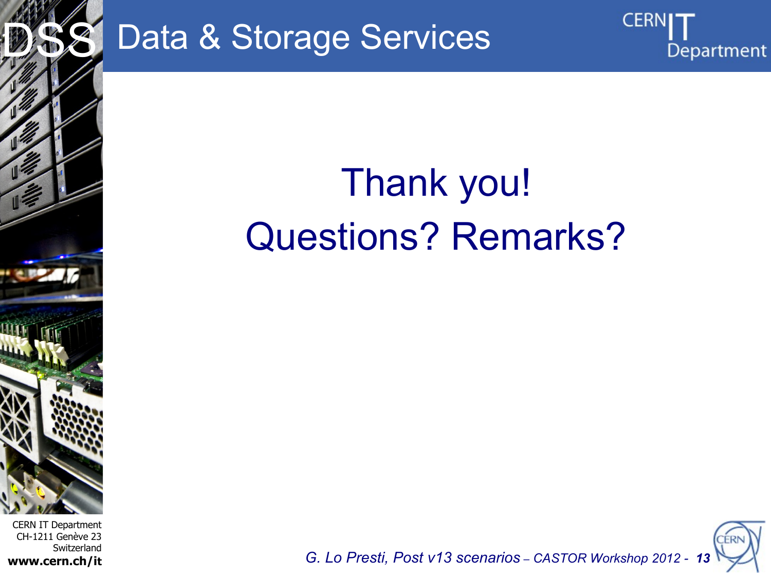Thank you!

Questions? Remarks?